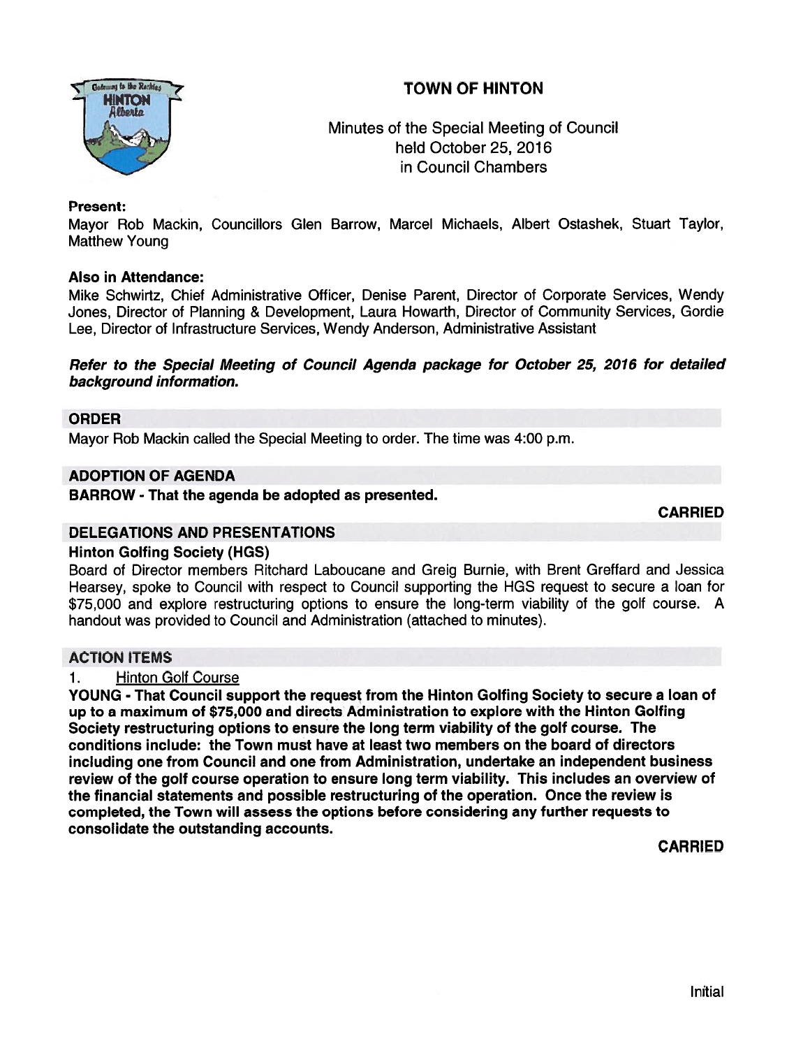# TOWN OF HINTON

Minutes of the Special Meeting of Council
held October 25, 2016
in Council Chambers

**Present:**
Mayor Rob Mackin, Councillors Glen Barrow, Marcel Michaels, Albert Ostashek, Stuart Taylor, Matthew Young

**Also in Attendance:**
Mike Schwirtz, Chief Administrative Officer, Denise Parent, Director of Corporate Services, Wendy Jones, Director of Planning & Development, Laura Howarth, Director of Community Services, Gordie Lee, Director of Infrastructure Services, Wendy Anderson, Administrative Assistant

***Refer to the Special Meeting of Council Agenda package for October 25, 2016 for detailed background information.***

## ORDER

Mayor Rob Mackin called the Special Meeting to order. The time was 4:00 p.m.

## ADOPTION OF AGENDA

**BARROW - That the agenda be adopted as presented.**

**CARRIED**

## DELEGATIONS AND PRESENTATIONS

### Hinton Golfing Society (HGS)

Board of Director members Ritchard Laboucane and Greig Burnie, with Brent Greffard and Jessica Hearsey, spoke to Council with respect to Council supporting the HGS request to secure a loan for $75,000 and explore restructuring options to ensure the long-term viability of the golf course. A handout was provided to Council and Administration (attached to minutes).

## ACTION ITEMS

1. Hinton Golf Course

**YOUNG - That Council support the request from the Hinton Golfing Society to secure a loan of up to a maximum of $75,000 and directs Administration to explore with the Hinton Golfing Society restructuring options to ensure the long term viability of the golf course. The conditions include: the Town must have at least two members on the board of directors including one from Council and one from Administration, undertake an independent business review of the golf course operation to ensure long term viability. This includes an overview of the financial statements and possible restructuring of the operation. Once the review is completed, the Town will assess the options before considering any further requests to consolidate the outstanding accounts.**

**CARRIED**

Initial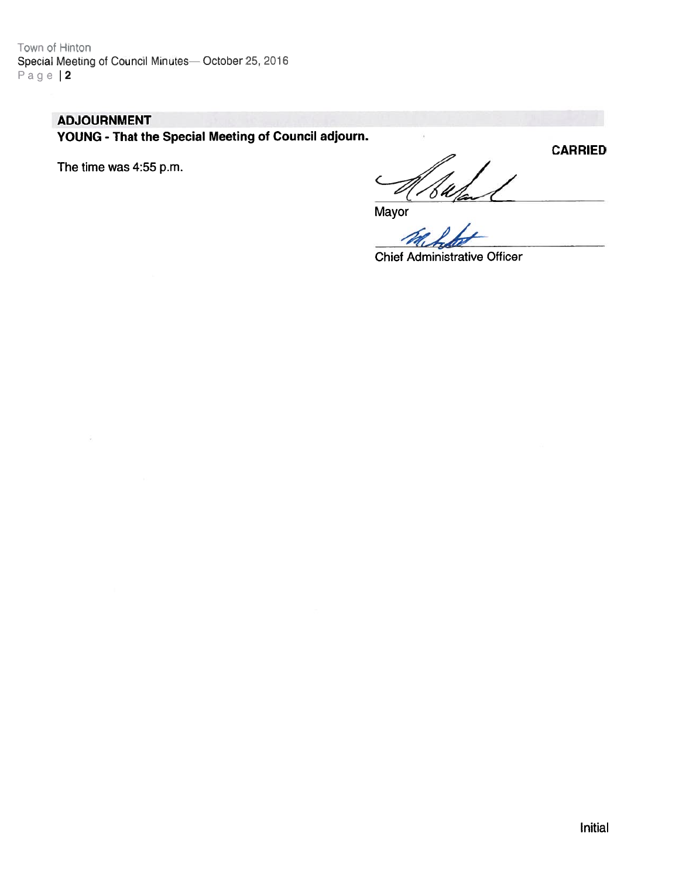## ADJOURNMENT

**YOUNG - That the Special Meeting of Council adjourn.**

**CARRIED**

The time was 4:55 p.m.

Mayor

Chief Administrative Officer

Initial